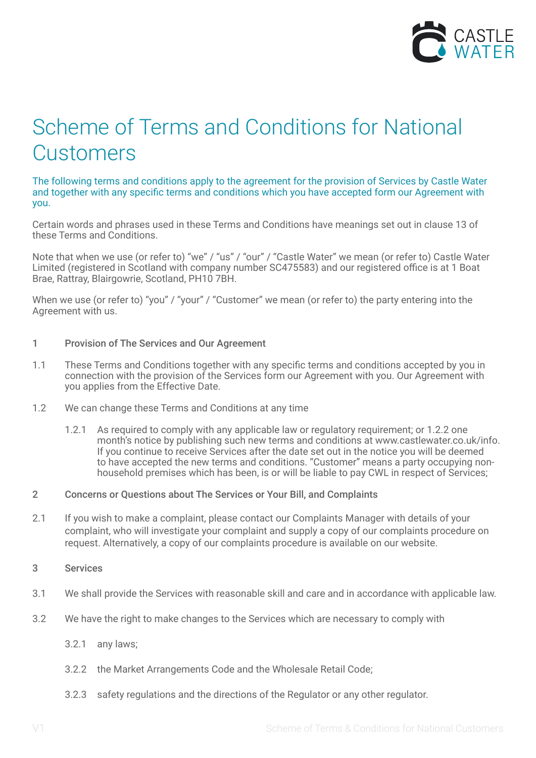# Scheme of Terms and Conditions for National Customers

The following terms and conditions apply to the agreement for the provision of Services by Castle Water and together with any specific terms and conditions which you have accepted form our Agreement with you.

Certain words and phrases used in these Terms and Conditions have meanings set out in clause 13 of these Terms and Conditions.

Note that when we use (or refer to) "we" / "us" / "our" / "Castle Water" we mean (or refer to) Castle Water Limited (registered in Scotland with company number SC475583) and our registered office is at 1 Boat Brae, Rattray, Blairgowrie, Scotland, PH10 7BH.

When we use (or refer to) "you" / "your" / "Customer" we mean (or refer to) the party entering into the Agreement with us.

## 1 Provision of The Services and Our Agreement

1.1 These Terms and Conditions together with any specific terms and conditions accepted by you in connection with the provision of the Services form our Agreement with you. Our Agreement with you applies from the Effective Date.

1.2 We can change these Terms and Conditions at any time

1.2.1 As required to comply with any applicable law or regulatory requirement; or 1.2.2 one month's notice by publishing such new terms and conditions at www.castlewater.co.uk/info. If you continue to receive Services after the date set out in the notice you will be deemed to have accepted the new terms and conditions. "Customer" means a party occupying non-household premises which has been, is or will be liable to pay CWL in respect of Services;

## 2 Concerns or Questions about The Services or Your Bill, and Complaints

2.1 If you wish to make a complaint, please contact our Complaints Manager with details of your complaint, who will investigate your complaint and supply a copy of our complaints procedure on request. Alternatively, a copy of our complaints procedure is available on our website.

## 3 Services

3.1 We shall provide the Services with reasonable skill and care and in accordance with applicable law.

3.2 We have the right to make changes to the Services which are necessary to comply with

3.2.1 any laws;

3.2.2 the Market Arrangements Code and the Wholesale Retail Code;

3.2.3 safety regulations and the directions of the Regulator or any other regulator.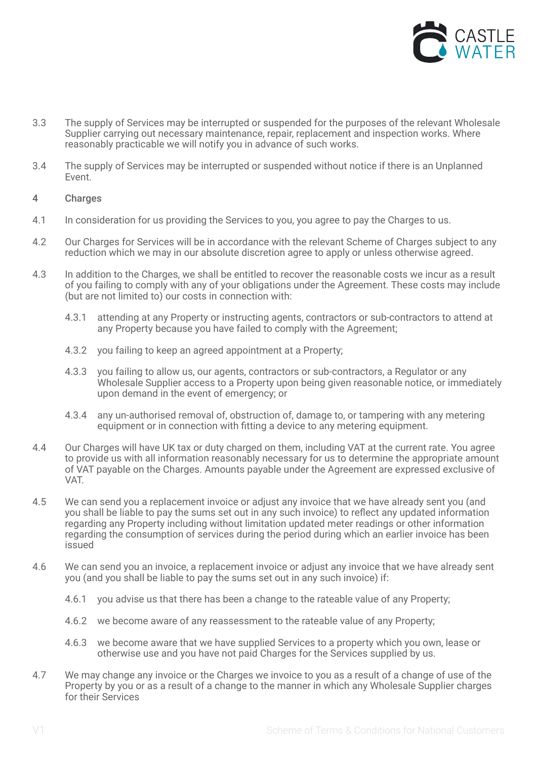3.3 The supply of Services may be interrupted or suspended for the purposes of the relevant Wholesale Supplier carrying out necessary maintenance, repair, replacement and inspection works. Where reasonably practicable we will notify you in advance of such works.

3.4 The supply of Services may be interrupted or suspended without notice if there is an Unplanned Event.

## 4 Charges

4.1 In consideration for us providing the Services to you, you agree to pay the Charges to us.

4.2 Our Charges for Services will be in accordance with the relevant Scheme of Charges subject to any reduction which we may in our absolute discretion agree to apply or unless otherwise agreed.

4.3 In addition to the Charges, we shall be entitled to recover the reasonable costs we incur as a result of you failing to comply with any of your obligations under the Agreement. These costs may include (but are not limited to) our costs in connection with:

4.3.1 attending at any Property or instructing agents, contractors or sub-contractors to attend at any Property because you have failed to comply with the Agreement;

4.3.2 you failing to keep an agreed appointment at a Property;

4.3.3 you failing to allow us, our agents, contractors or sub-contractors, a Regulator or any Wholesale Supplier access to a Property upon being given reasonable notice, or immediately upon demand in the event of emergency; or

4.3.4 any un-authorised removal of, obstruction of, damage to, or tampering with any metering equipment or in connection with fitting a device to any metering equipment.

4.4 Our Charges will have UK tax or duty charged on them, including VAT at the current rate. You agree to provide us with all information reasonably necessary for us to determine the appropriate amount of VAT payable on the Charges. Amounts payable under the Agreement are expressed exclusive of VAT.

4.5 We can send you a replacement invoice or adjust any invoice that we have already sent you (and you shall be liable to pay the sums set out in any such invoice) to reflect any updated information regarding any Property including without limitation updated meter readings or other information regarding the consumption of services during the period during which an earlier invoice has been issued

4.6 We can send you an invoice, a replacement invoice or adjust any invoice that we have already sent you (and you shall be liable to pay the sums set out in any such invoice) if:

4.6.1 you advise us that there has been a change to the rateable value of any Property;

4.6.2 we become aware of any reassessment to the rateable value of any Property;

4.6.3 we become aware that we have supplied Services to a property which you own, lease or otherwise use and you have not paid Charges for the Services supplied by us.

4.7 We may change any invoice or the Charges we invoice to you as a result of a change of use of the Property by you or as a result of a change to the manner in which any Wholesale Supplier charges for their Services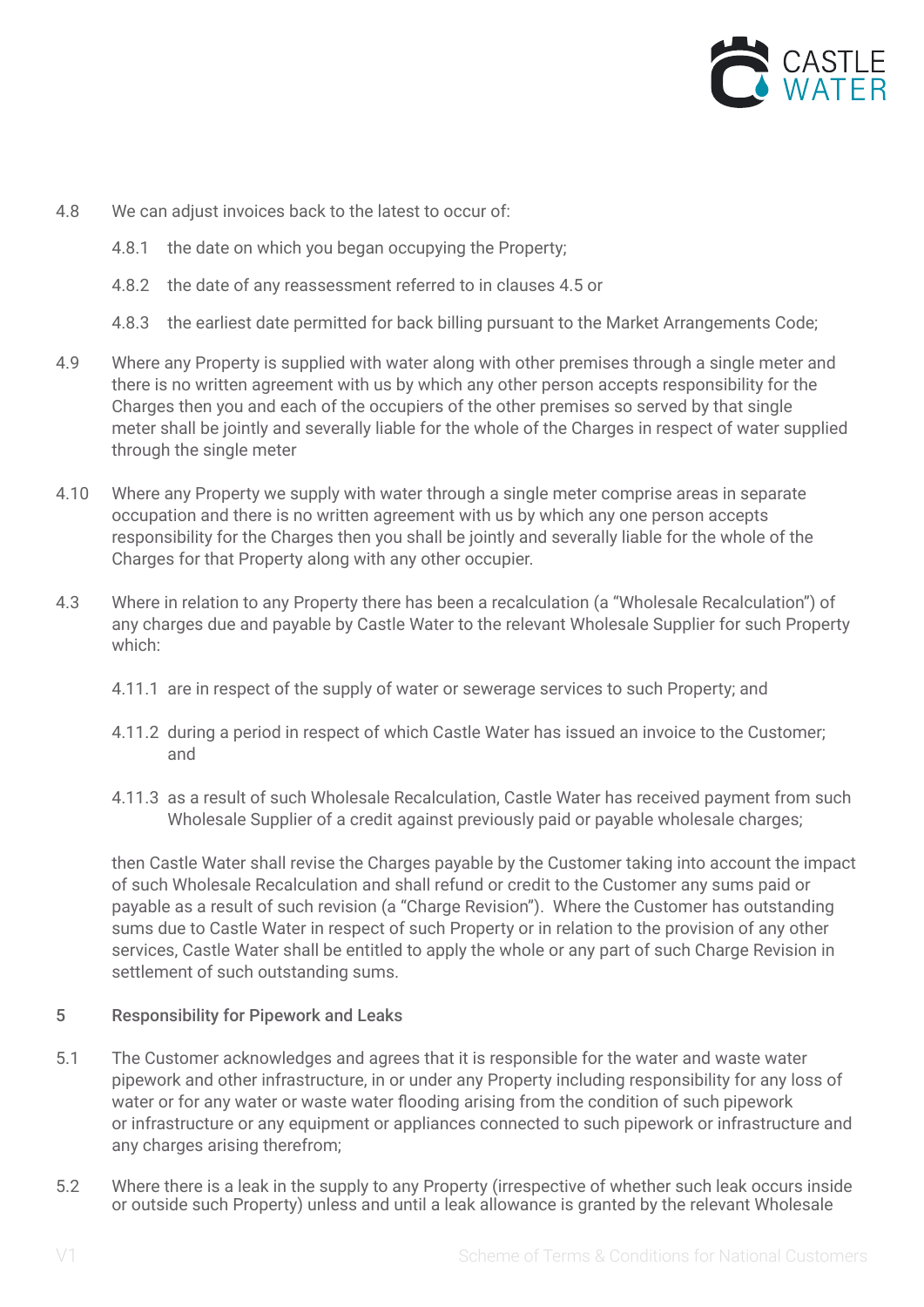4.8 We can adjust invoices back to the latest to occur of:

4.8.1 the date on which you began occupying the Property;

4.8.2 the date of any reassessment referred to in clauses 4.5 or

4.8.3 the earliest date permitted for back billing pursuant to the Market Arrangements Code;

4.9 Where any Property is supplied with water along with other premises through a single meter and there is no written agreement with us by which any other person accepts responsibility for the Charges then you and each of the occupiers of the other premises so served by that single meter shall be jointly and severally liable for the whole of the Charges in respect of water supplied through the single meter

4.10 Where any Property we supply with water through a single meter comprise areas in separate occupation and there is no written agreement with us by which any one person accepts responsibility for the Charges then you shall be jointly and severally liable for the whole of the Charges for that Property along with any other occupier.

4.3 Where in relation to any Property there has been a recalculation (a "Wholesale Recalculation") of any charges due and payable by Castle Water to the relevant Wholesale Supplier for such Property which:

4.11.1 are in respect of the supply of water or sewerage services to such Property; and

4.11.2 during a period in respect of which Castle Water has issued an invoice to the Customer; and

4.11.3 as a result of such Wholesale Recalculation, Castle Water has received payment from such Wholesale Supplier of a credit against previously paid or payable wholesale charges;

then Castle Water shall revise the Charges payable by the Customer taking into account the impact of such Wholesale Recalculation and shall refund or credit to the Customer any sums paid or payable as a result of such revision (a "Charge Revision"). Where the Customer has outstanding sums due to Castle Water in respect of such Property or in relation to the provision of any other services, Castle Water shall be entitled to apply the whole or any part of such Charge Revision in settlement of such outstanding sums.

## 5 Responsibility for Pipework and Leaks

5.1 The Customer acknowledges and agrees that it is responsible for the water and waste water pipework and other infrastructure, in or under any Property including responsibility for any loss of water or for any water or waste water flooding arising from the condition of such pipework or infrastructure or any equipment or appliances connected to such pipework or infrastructure and any charges arising therefrom;

5.2 Where there is a leak in the supply to any Property (irrespective of whether such leak occurs inside or outside such Property) unless and until a leak allowance is granted by the relevant Wholesale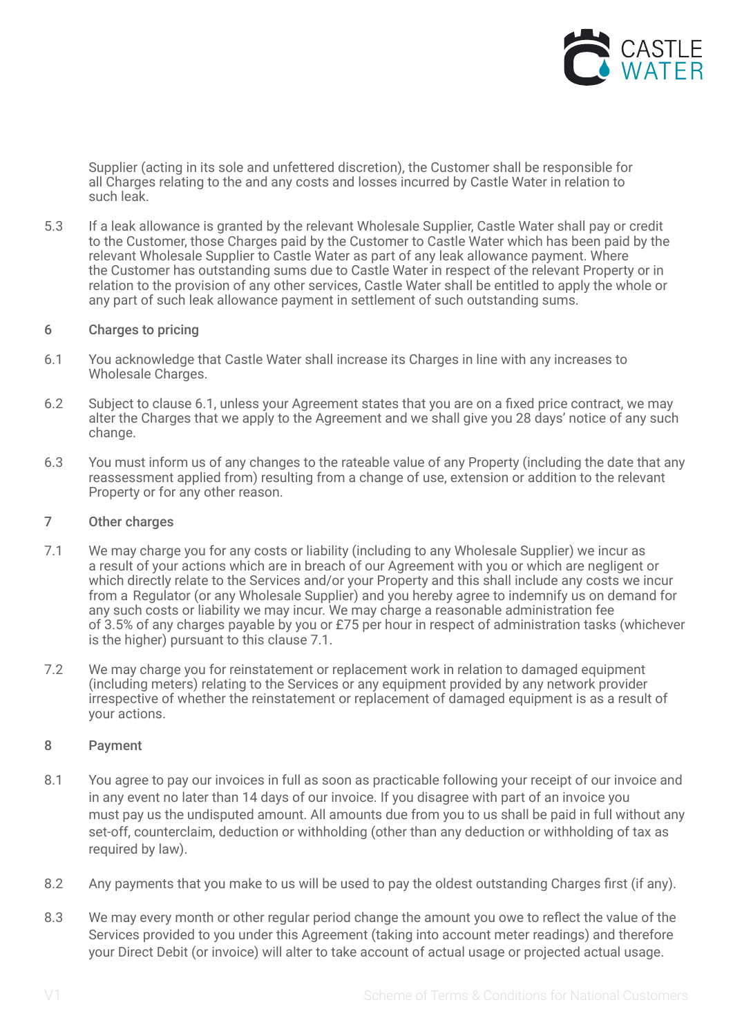Supplier (acting in its sole and unfettered discretion), the Customer shall be responsible for all Charges relating to the and any costs and losses incurred by Castle Water in relation to such leak.

5.3 If a leak allowance is granted by the relevant Wholesale Supplier, Castle Water shall pay or credit to the Customer, those Charges paid by the Customer to Castle Water which has been paid by the relevant Wholesale Supplier to Castle Water as part of any leak allowance payment. Where the Customer has outstanding sums due to Castle Water in respect of the relevant Property or in relation to the provision of any other services, Castle Water shall be entitled to apply the whole or any part of such leak allowance payment in settlement of such outstanding sums.

## 6 Charges to pricing

6.1 You acknowledge that Castle Water shall increase its Charges in line with any increases to Wholesale Charges.

6.2 Subject to clause 6.1, unless your Agreement states that you are on a fixed price contract, we may alter the Charges that we apply to the Agreement and we shall give you 28 days' notice of any such change.

6.3 You must inform us of any changes to the rateable value of any Property (including the date that any reassessment applied from) resulting from a change of use, extension or addition to the relevant Property or for any other reason.

## 7 Other charges

7.1 We may charge you for any costs or liability (including to any Wholesale Supplier) we incur as a result of your actions which are in breach of our Agreement with you or which are negligent or which directly relate to the Services and/or your Property and this shall include any costs we incur from a Regulator (or any Wholesale Supplier) and you hereby agree to indemnify us on demand for any such costs or liability we may incur. We may charge a reasonable administration fee of 3.5% of any charges payable by you or £75 per hour in respect of administration tasks (whichever is the higher) pursuant to this clause 7.1.

7.2 We may charge you for reinstatement or replacement work in relation to damaged equipment (including meters) relating to the Services or any equipment provided by any network provider irrespective of whether the reinstatement or replacement of damaged equipment is as a result of your actions.

## 8 Payment

8.1 You agree to pay our invoices in full as soon as practicable following your receipt of our invoice and in any event no later than 14 days of our invoice. If you disagree with part of an invoice you must pay us the undisputed amount. All amounts due from you to us shall be paid in full without any set-off, counterclaim, deduction or withholding (other than any deduction or withholding of tax as required by law).

8.2 Any payments that you make to us will be used to pay the oldest outstanding Charges first (if any).

8.3 We may every month or other regular period change the amount you owe to reflect the value of the Services provided to you under this Agreement (taking into account meter readings) and therefore your Direct Debit (or invoice) will alter to take account of actual usage or projected actual usage.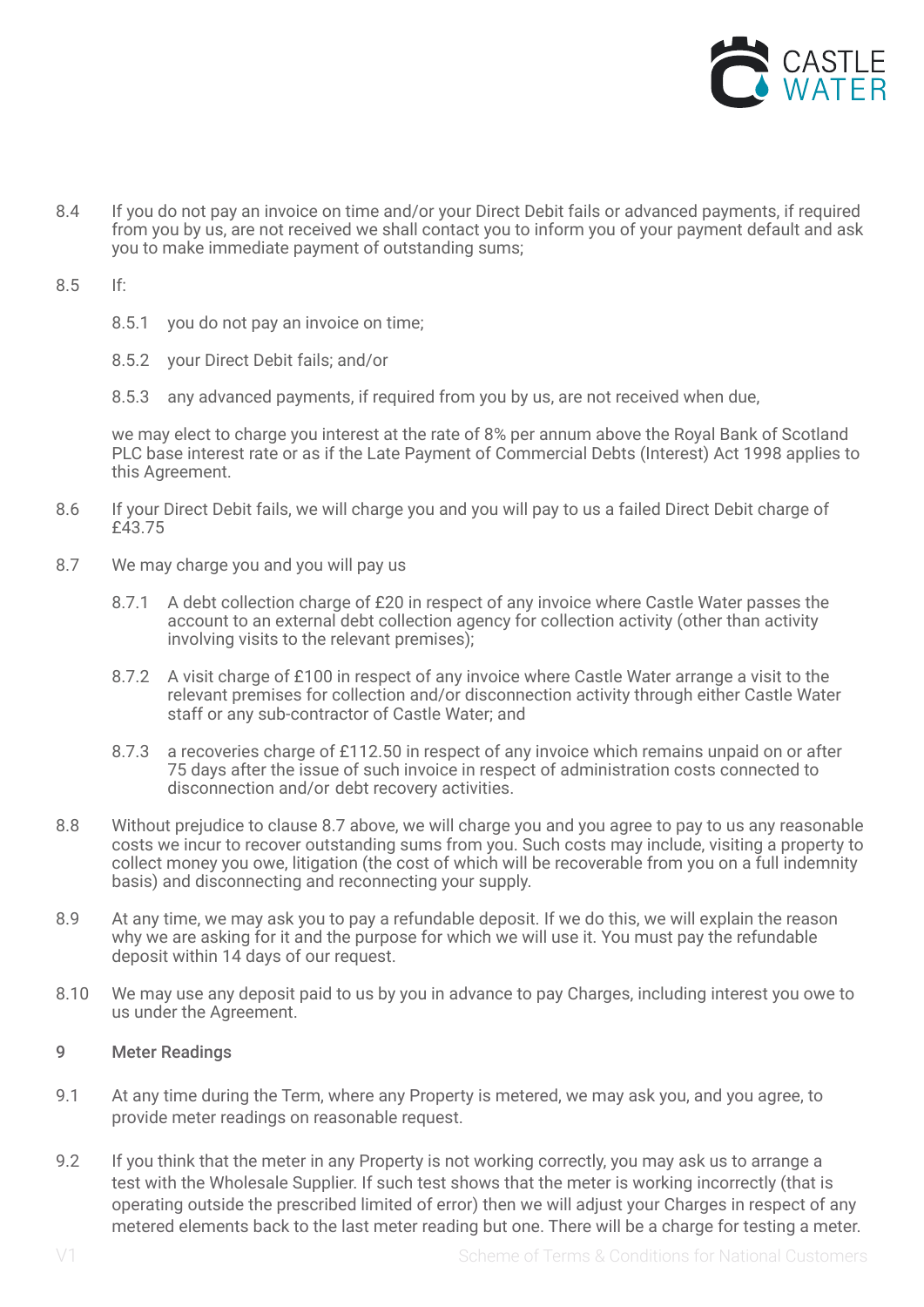8.4 If you do not pay an invoice on time and/or your Direct Debit fails or advanced payments, if required from you by us, are not received we shall contact you to inform you of your payment default and ask you to make immediate payment of outstanding sums;

8.5 If:

8.5.1 you do not pay an invoice on time;

8.5.2 your Direct Debit fails; and/or

8.5.3 any advanced payments, if required from you by us, are not received when due,

we may elect to charge you interest at the rate of 8% per annum above the Royal Bank of Scotland PLC base interest rate or as if the Late Payment of Commercial Debts (Interest) Act 1998 applies to this Agreement.

8.6 If your Direct Debit fails, we will charge you and you will pay to us a failed Direct Debit charge of £43.75

8.7 We may charge you and you will pay us

8.7.1 A debt collection charge of £20 in respect of any invoice where Castle Water passes the account to an external debt collection agency for collection activity (other than activity involving visits to the relevant premises);

8.7.2 A visit charge of £100 in respect of any invoice where Castle Water arrange a visit to the relevant premises for collection and/or disconnection activity through either Castle Water staff or any sub-contractor of Castle Water; and

8.7.3 a recoveries charge of £112.50 in respect of any invoice which remains unpaid on or after 75 days after the issue of such invoice in respect of administration costs connected to disconnection and/or debt recovery activities.

8.8 Without prejudice to clause 8.7 above, we will charge you and you agree to pay to us any reasonable costs we incur to recover outstanding sums from you. Such costs may include, visiting a property to collect money you owe, litigation (the cost of which will be recoverable from you on a full indemnity basis) and disconnecting and reconnecting your supply.

8.9 At any time, we may ask you to pay a refundable deposit. If we do this, we will explain the reason why we are asking for it and the purpose for which we will use it. You must pay the refundable deposit within 14 days of our request.

8.10 We may use any deposit paid to us by you in advance to pay Charges, including interest you owe to us under the Agreement.

## 9 Meter Readings

9.1 At any time during the Term, where any Property is metered, we may ask you, and you agree, to provide meter readings on reasonable request.

9.2 If you think that the meter in any Property is not working correctly, you may ask us to arrange a test with the Wholesale Supplier. If such test shows that the meter is working incorrectly (that is operating outside the prescribed limited of error) then we will adjust your Charges in respect of any metered elements back to the last meter reading but one. There will be a charge for testing a meter.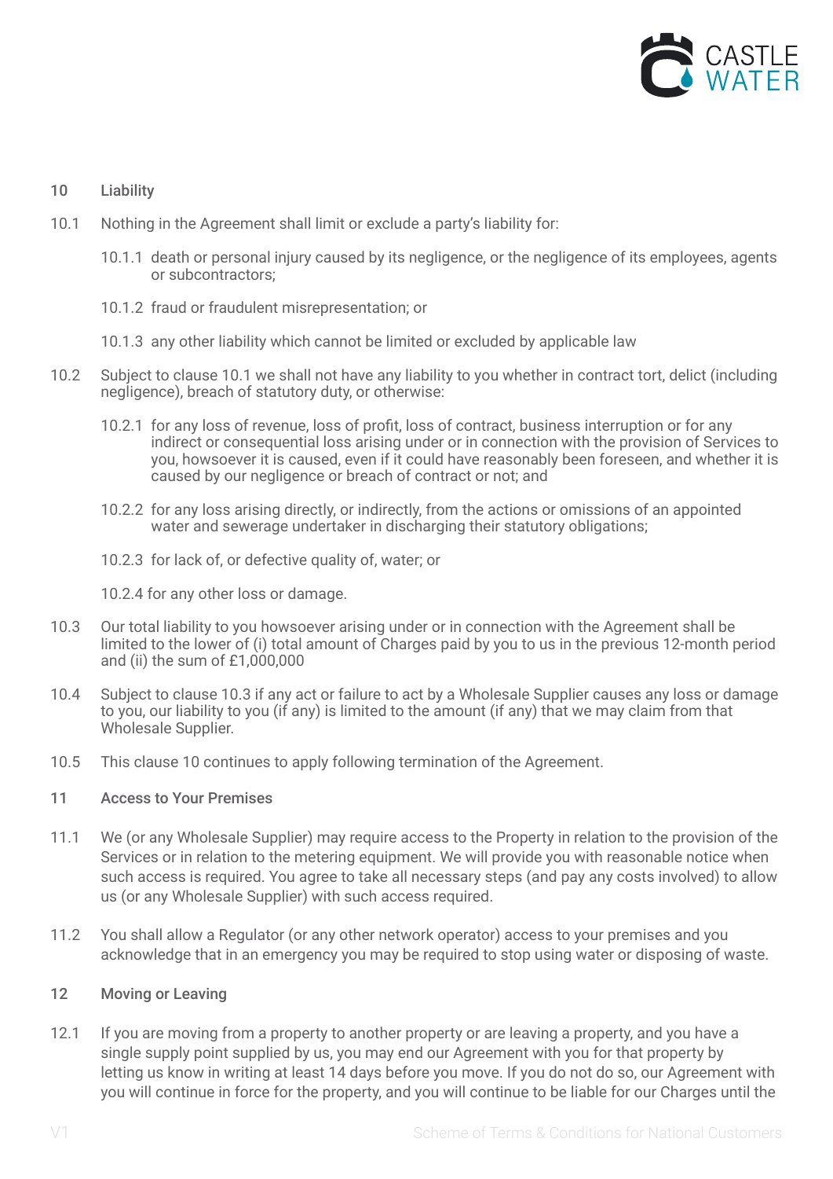## 10 Liability

10.1 Nothing in the Agreement shall limit or exclude a party's liability for:

10.1.1 death or personal injury caused by its negligence, or the negligence of its employees, agents or subcontractors;

10.1.2 fraud or fraudulent misrepresentation; or

10.1.3 any other liability which cannot be limited or excluded by applicable law

10.2 Subject to clause 10.1 we shall not have any liability to you whether in contract tort, delict (including negligence), breach of statutory duty, or otherwise:

10.2.1 for any loss of revenue, loss of profit, loss of contract, business interruption or for any indirect or consequential loss arising under or in connection with the provision of Services to you, howsoever it is caused, even if it could have reasonably been foreseen, and whether it is caused by our negligence or breach of contract or not; and

10.2.2 for any loss arising directly, or indirectly, from the actions or omissions of an appointed water and sewerage undertaker in discharging their statutory obligations;

10.2.3 for lack of, or defective quality of, water; or

10.2.4 for any other loss or damage.

10.3 Our total liability to you howsoever arising under or in connection with the Agreement shall be limited to the lower of (i) total amount of Charges paid by you to us in the previous 12-month period and (ii) the sum of £1,000,000

10.4 Subject to clause 10.3 if any act or failure to act by a Wholesale Supplier causes any loss or damage to you, our liability to you (if any) is limited to the amount (if any) that we may claim from that Wholesale Supplier.

10.5 This clause 10 continues to apply following termination of the Agreement.

## 11 Access to Your Premises

11.1 We (or any Wholesale Supplier) may require access to the Property in relation to the provision of the Services or in relation to the metering equipment. We will provide you with reasonable notice when such access is required. You agree to take all necessary steps (and pay any costs involved) to allow us (or any Wholesale Supplier) with such access required.

11.2 You shall allow a Regulator (or any other network operator) access to your premises and you acknowledge that in an emergency you may be required to stop using water or disposing of waste.

## 12 Moving or Leaving

12.1 If you are moving from a property to another property or are leaving a property, and you have a single supply point supplied by us, you may end our Agreement with you for that property by letting us know in writing at least 14 days before you move. If you do not do so, our Agreement with you will continue in force for the property, and you will continue to be liable for our Charges until the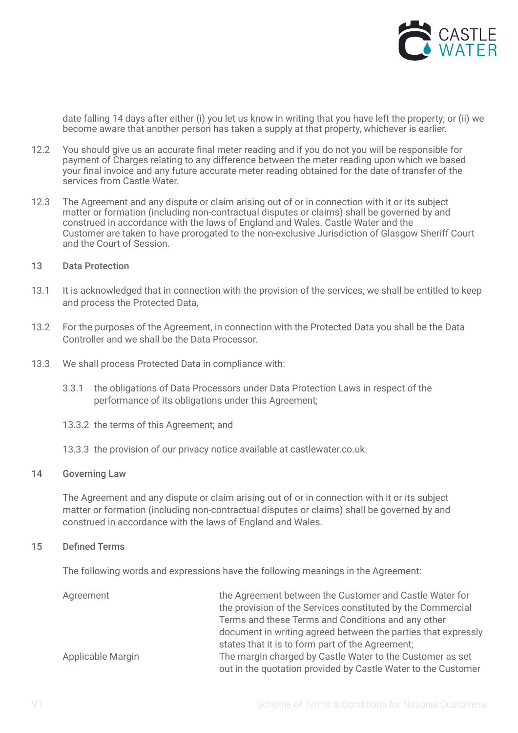date falling 14 days after either (i) you let us know in writing that you have left the property; or (ii) we become aware that another person has taken a supply at that property, whichever is earlier.

12.2 You should give us an accurate final meter reading and if you do not you will be responsible for payment of Charges relating to any difference between the meter reading upon which we based your final invoice and any future accurate meter reading obtained for the date of transfer of the services from Castle Water.

12.3 The Agreement and any dispute or claim arising out of or in connection with it or its subject matter or formation (including non-contractual disputes or claims) shall be governed by and construed in accordance with the laws of England and Wales. Castle Water and the Customer are taken to have prorogated to the non-exclusive Jurisdiction of Glasgow Sheriff Court and the Court of Session.

## 13 Data Protection

13.1 It is acknowledged that in connection with the provision of the services, we shall be entitled to keep and process the Protected Data,

13.2 For the purposes of the Agreement, in connection with the Protected Data you shall be the Data Controller and we shall be the Data Processor.

13.3 We shall process Protected Data in compliance with:

3.3.1 the obligations of Data Processors under Data Protection Laws in respect of the performance of its obligations under this Agreement;

13.3.2 the terms of this Agreement; and

13.3.3 the provision of our privacy notice available at castlewater.co.uk.

## 14 Governing Law

The Agreement and any dispute or claim arising out of or in connection with it or its subject matter or formation (including non-contractual disputes or claims) shall be governed by and construed in accordance with the laws of England and Wales.

## 15 Defined Terms

The following words and expressions have the following meanings in the Agreement:

| | |
|---|---|
| Agreement | the Agreement between the Customer and Castle Water for the provision of the Services constituted by the Commercial Terms and these Terms and Conditions and any other document in writing agreed between the parties that expressly states that it is to form part of the Agreement; |
| Applicable Margin | The margin charged by Castle Water to the Customer as set out in the quotation provided by Castle Water to the Customer |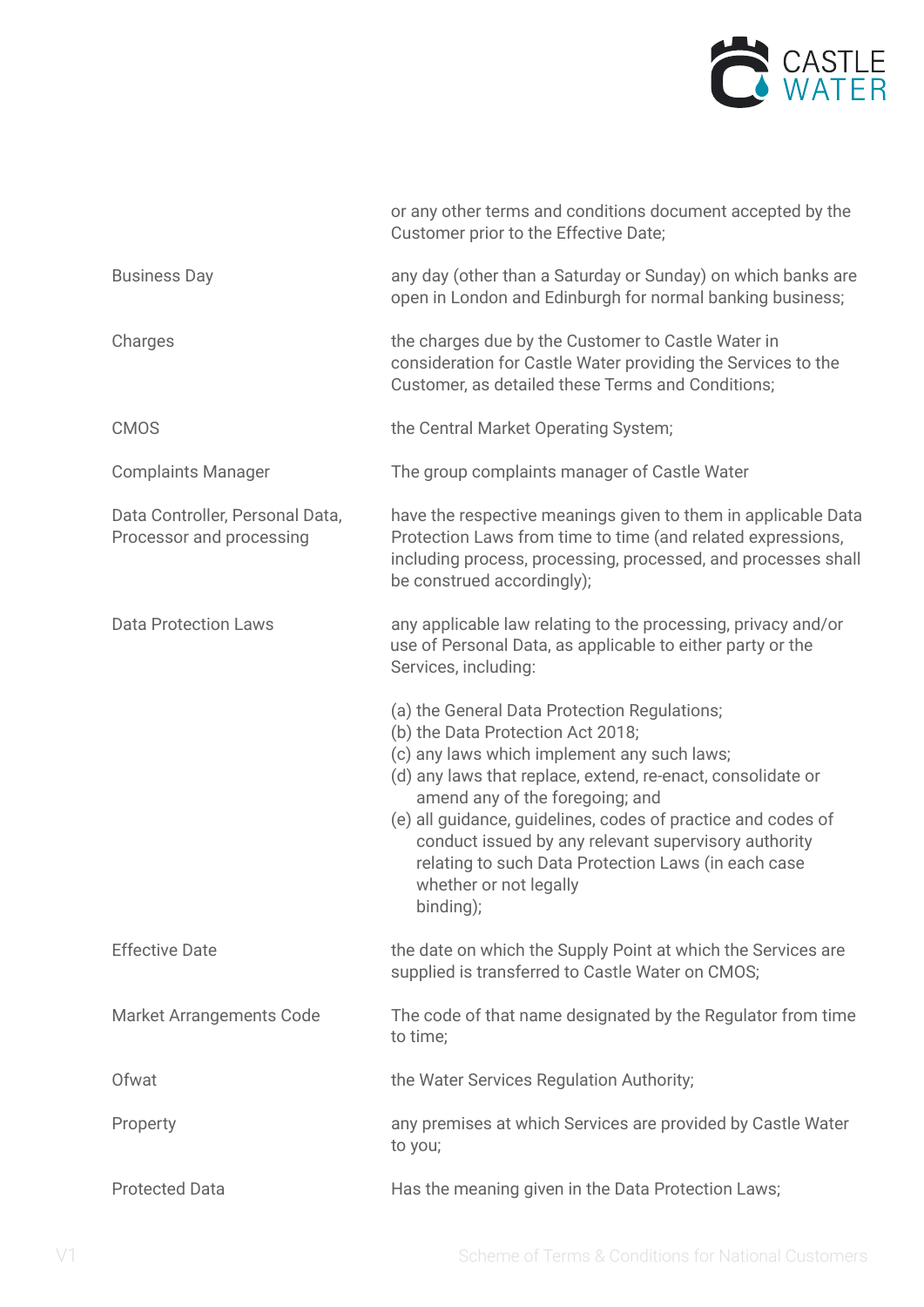| | |
|---|---|
| | or any other terms and conditions document accepted by the Customer prior to the Effective Date; |
| Business Day | any day (other than a Saturday or Sunday) on which banks are open in London and Edinburgh for normal banking business; |
| Charges | the charges due by the Customer to Castle Water in consideration for Castle Water providing the Services to the Customer, as detailed these Terms and Conditions; |
| CMOS | the Central Market Operating System; |
| Complaints Manager | The group complaints manager of Castle Water |
| Data Controller, Personal Data, Processor and processing | have the respective meanings given to them in applicable Data Protection Laws from time to time (and related expressions, including process, processing, processed, and processes shall be construed accordingly); |
| Data Protection Laws | any applicable law relating to the processing, privacy and/or use of Personal Data, as applicable to either party or the Services, including:<br><br>(a) the General Data Protection Regulations;<br>(b) the Data Protection Act 2018;<br>(c) any laws which implement any such laws;<br>(d) any laws that replace, extend, re-enact, consolidate or amend any of the foregoing; and<br>(e) all guidance, guidelines, codes of practice and codes of conduct issued by any relevant supervisory authority relating to such Data Protection Laws (in each case whether or not legally binding); |
| Effective Date | the date on which the Supply Point at which the Services are supplied is transferred to Castle Water on CMOS; |
| Market Arrangements Code | The code of that name designated by the Regulator from time to time; |
| Ofwat | the Water Services Regulation Authority; |
| Property | any premises at which Services are provided by Castle Water to you; |
| Protected Data | Has the meaning given in the Data Protection Laws; |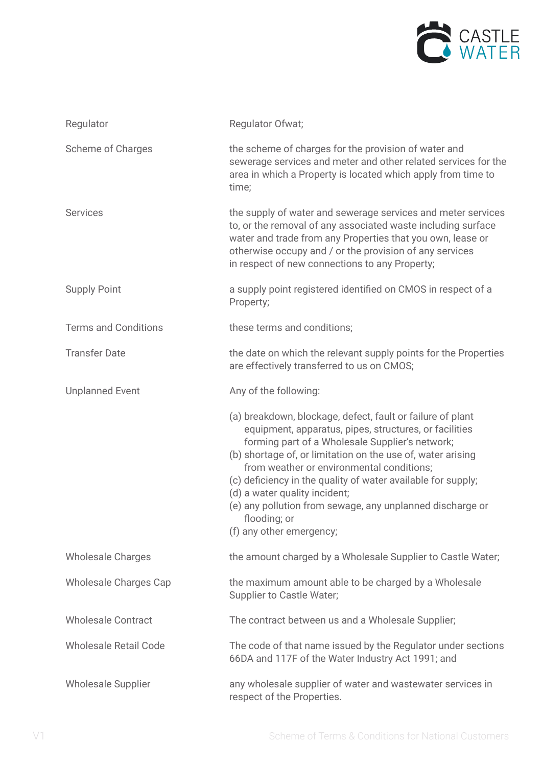| | |
|---|---|
| Regulator | Regulator Ofwat; |
| Scheme of Charges | the scheme of charges for the provision of water and sewerage services and meter and other related services for the area in which a Property is located which apply from time to time; |
| Services | the supply of water and sewerage services and meter services to, or the removal of any associated waste including surface water and trade from any Properties that you own, lease or otherwise occupy and / or the provision of any services in respect of new connections to any Property; |
| Supply Point | a supply point registered identified on CMOS in respect of a Property; |
| Terms and Conditions | these terms and conditions; |
| Transfer Date | the date on which the relevant supply points for the Properties are effectively transferred to us on CMOS; |
| Unplanned Event | Any of the following:<br><br>(a) breakdown, blockage, defect, fault or failure of plant equipment, apparatus, pipes, structures, or facilities forming part of a Wholesale Supplier's network;<br>(b) shortage of, or limitation on the use of, water arising from weather or environmental conditions;<br>(c) deficiency in the quality of water available for supply;<br>(d) a water quality incident;<br>(e) any pollution from sewage, any unplanned discharge or flooding; or<br>(f) any other emergency; |
| Wholesale Charges | the amount charged by a Wholesale Supplier to Castle Water; |
| Wholesale Charges Cap | the maximum amount able to be charged by a Wholesale Supplier to Castle Water; |
| Wholesale Contract | The contract between us and a Wholesale Supplier; |
| Wholesale Retail Code | The code of that name issued by the Regulator under sections 66DA and 117F of the Water Industry Act 1991; and |
| Wholesale Supplier | any wholesale supplier of water and wastewater services in respect of the Properties. |